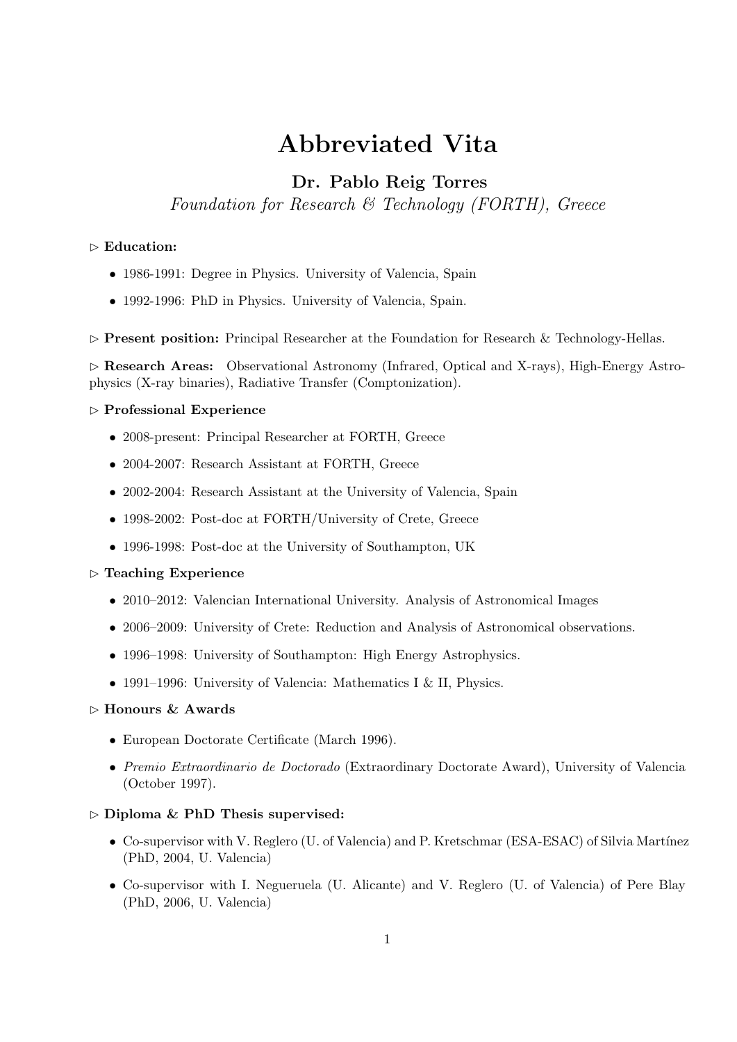# Abbreviated Vita

## Dr. Pablo Reig Torres

*Foundation for Research & Technology (FORTH), Greece*

▷ **Education:**

- 1986-1991: Degree in Physics. University of Valencia, Spain
- 1992-1996: PhD in Physics. University of Valencia, Spain.

▷ **Present position:** Principal Researcher at the Foundation for Research & Technology-Hellas.

▷ **Research Areas:** Observational Astronomy (Infrared, Optical and X-rays), High-Energy Astrophysics (X-ray binaries), Radiative Transfer (Comptonization).

▷ **Professional Experience**

- 2008-present: Principal Researcher at FORTH, Greece
- 2004-2007: Research Assistant at FORTH, Greece
- 2002-2004: Research Assistant at the University of Valencia, Spain
- 1998-2002: Post-doc at FORTH/University of Crete, Greece
- 1996-1998: Post-doc at the University of Southampton, UK

▷ **Teaching Experience**

- 2010–2012: Valencian International University. Analysis of Astronomical Images
- 2006–2009: University of Crete: Reduction and Analysis of Astronomical observations.
- 1996–1998: University of Southampton: High Energy Astrophysics.
- 1991–1996: University of Valencia: Mathematics I & II, Physics.

▷ **Honours & Awards**

- European Doctorate Certificate (March 1996).
- *Premio Extraordinario de Doctorado* (Extraordinary Doctorate Award), University of Valencia (October 1997).

▷ **Diploma & PhD Thesis supervised:**

- Co-supervisor with V. Reglero (U. of Valencia) and P. Kretschmar (ESA-ESAC) of Silvia Martínez (PhD, 2004, U. Valencia)
- Co-supervisor with I. Negueruela (U. Alicante) and V. Reglero (U. of Valencia) of Pere Blay (PhD, 2006, U. Valencia)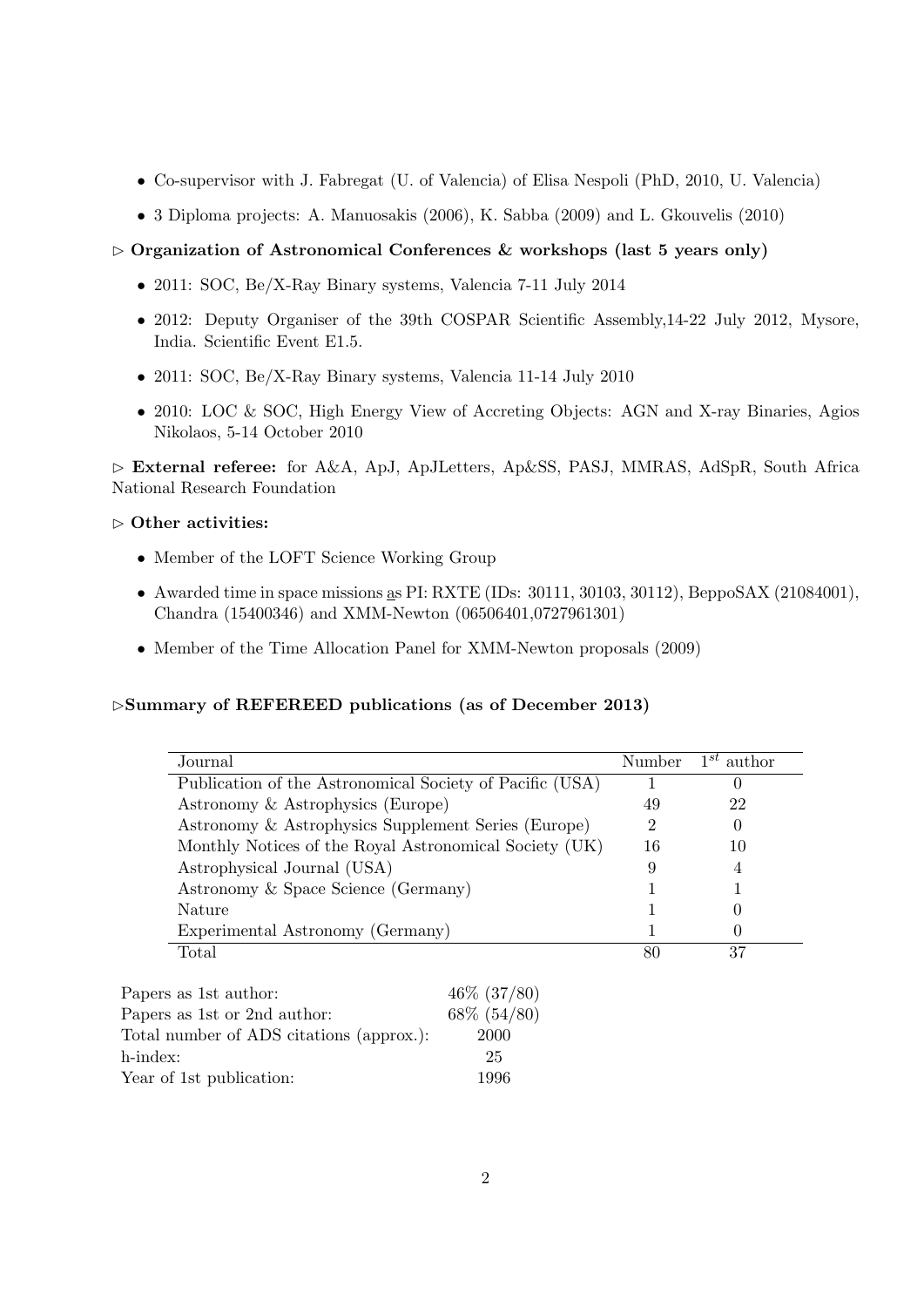- Co-supervisor with J. Fabregat (U. of Valencia) of Elisa Nespoli (PhD, 2010, U. Valencia)
- 3 Diploma projects: A. Manuosakis (2006), K. Sabba (2009) and L. Gkouvelis (2010)

▷ **Organization of Astronomical Conferences & workshops (last 5 years only)**

- 2011: SOC, Be/X-Ray Binary systems, Valencia 7-11 July 2014
- 2012: Deputy Organiser of the 39th COSPAR Scientific Assembly,14-22 July 2012, Mysore, India. Scientific Event E1.5.
- 2011: SOC, Be/X-Ray Binary systems, Valencia 11-14 July 2010
- 2010: LOC & SOC, High Energy View of Accreting Objects: AGN and X-ray Binaries, Agios Nikolaos, 5-14 October 2010

▷ **External referee:** for A&A, ApJ, ApJLetters, Ap&SS, PASJ, MMRAS, AdSpR, South Africa National Research Foundation

▷ **Other activities:**

- Member of the LOFT Science Working Group
- Awarded time in space missions as PI: RXTE (IDs: 30111, 30103, 30112), BeppoSAX (21084001), Chandra (15400346) and XMM-Newton (06506401,0727961301)
- Member of the Time Allocation Panel for XMM-Newton proposals (2009)

▷**Summary of REFEREED publications (as of December 2013)**

| Journal | Number | $1^{st}$ author |
|---|---|---|
| Publication of the Astronomical Society of Pacific (USA) | 1 | 0 |
| Astronomy & Astrophysics (Europe) | 49 | 22 |
| Astronomy & Astrophysics Supplement Series (Europe) | 2 | 0 |
| Monthly Notices of the Royal Astronomical Society (UK) | 16 | 10 |
| Astrophysical Journal (USA) | 9 | 4 |
| Astronomy & Space Science (Germany) | 1 | 1 |
| Nature | 1 | 0 |
| Experimental Astronomy (Germany) | 1 | 0 |
| Total | 80 | 37 |

| | |
|---|---|
| Papers as 1st author: | 46% (37/80) |
| Papers as 1st or 2nd author: | 68% (54/80) |
| Total number of ADS citations (approx.): | 2000 |
| h-index: | 25 |
| Year of 1st publication: | 1996 |